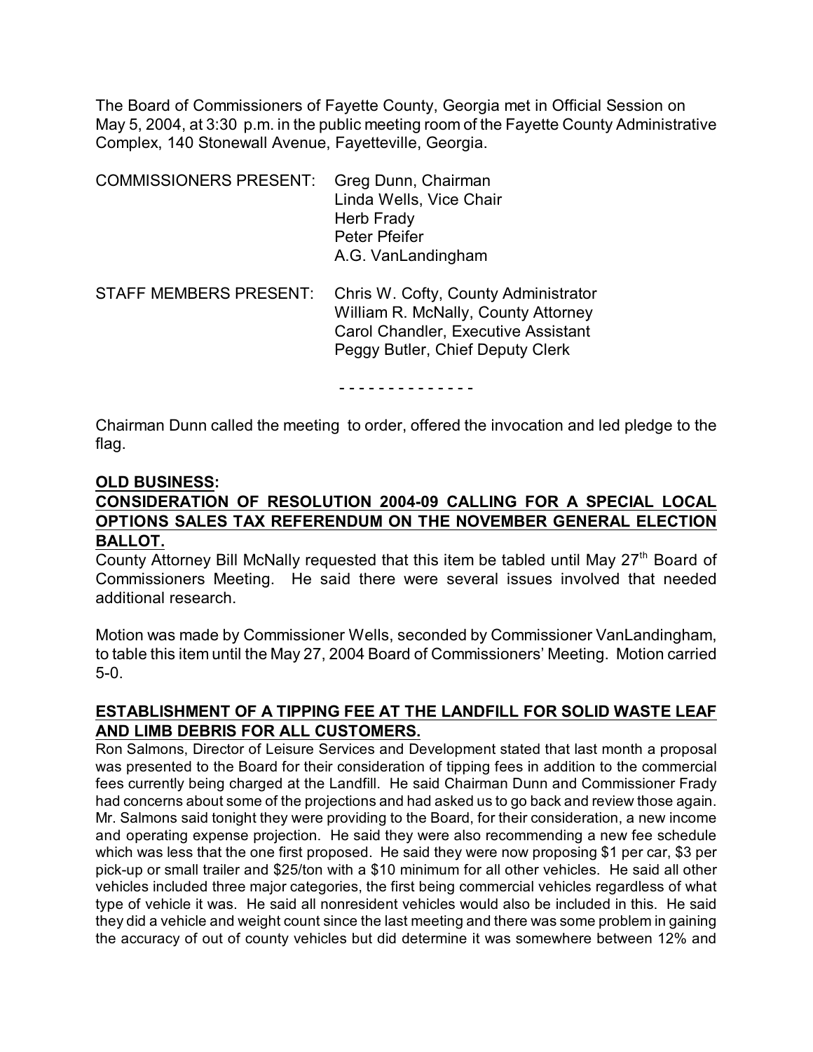The Board of Commissioners of Fayette County, Georgia met in Official Session on May 5, 2004, at 3:30 p.m. in the public meeting room of the Fayette County Administrative Complex, 140 Stonewall Avenue, Fayetteville, Georgia.

| | |
|---|---|
| COMMISSIONERS PRESENT: | Greg Dunn, Chairman |
| | Linda Wells, Vice Chair |
| | Herb Frady |
| | Peter Pfeifer |
| | A.G. VanLandingham |
| STAFF MEMBERS PRESENT: | Chris W. Cofty, County Administrator |
| | William R. McNally, County Attorney |
| | Carol Chandler, Executive Assistant |
| | Peggy Butler, Chief Deputy Clerk |

- - - - - - - - - - - - - -

Chairman Dunn called the meeting to order, offered the invocation and led pledge to the flag.

**OLD BUSINESS:**

**CONSIDERATION OF RESOLUTION 2004-09 CALLING FOR A SPECIAL LOCAL OPTIONS SALES TAX REFERENDUM ON THE NOVEMBER GENERAL ELECTION BALLOT.**

County Attorney Bill McNally requested that this item be tabled until May 27th Board of Commissioners Meeting. He said there were several issues involved that needed additional research.

Motion was made by Commissioner Wells, seconded by Commissioner VanLandingham, to table this item until the May 27, 2004 Board of Commissioners' Meeting. Motion carried 5-0.

**ESTABLISHMENT OF A TIPPING FEE AT THE LANDFILL FOR SOLID WASTE LEAF AND LIMB DEBRIS FOR ALL CUSTOMERS.**

Ron Salmons, Director of Leisure Services and Development stated that last month a proposal was presented to the Board for their consideration of tipping fees in addition to the commercial fees currently being charged at the Landfill. He said Chairman Dunn and Commissioner Frady had concerns about some of the projections and had asked us to go back and review those again. Mr. Salmons said tonight they were providing to the Board, for their consideration, a new income and operating expense projection. He said they were also recommending a new fee schedule which was less that the one first proposed. He said they were now proposing $1 per car, $3 per pick-up or small trailer and $25/ton with a $10 minimum for all other vehicles. He said all other vehicles included three major categories, the first being commercial vehicles regardless of what type of vehicle it was. He said all nonresident vehicles would also be included in this. He said they did a vehicle and weight count since the last meeting and there was some problem in gaining the accuracy of out of county vehicles but did determine it was somewhere between 12% and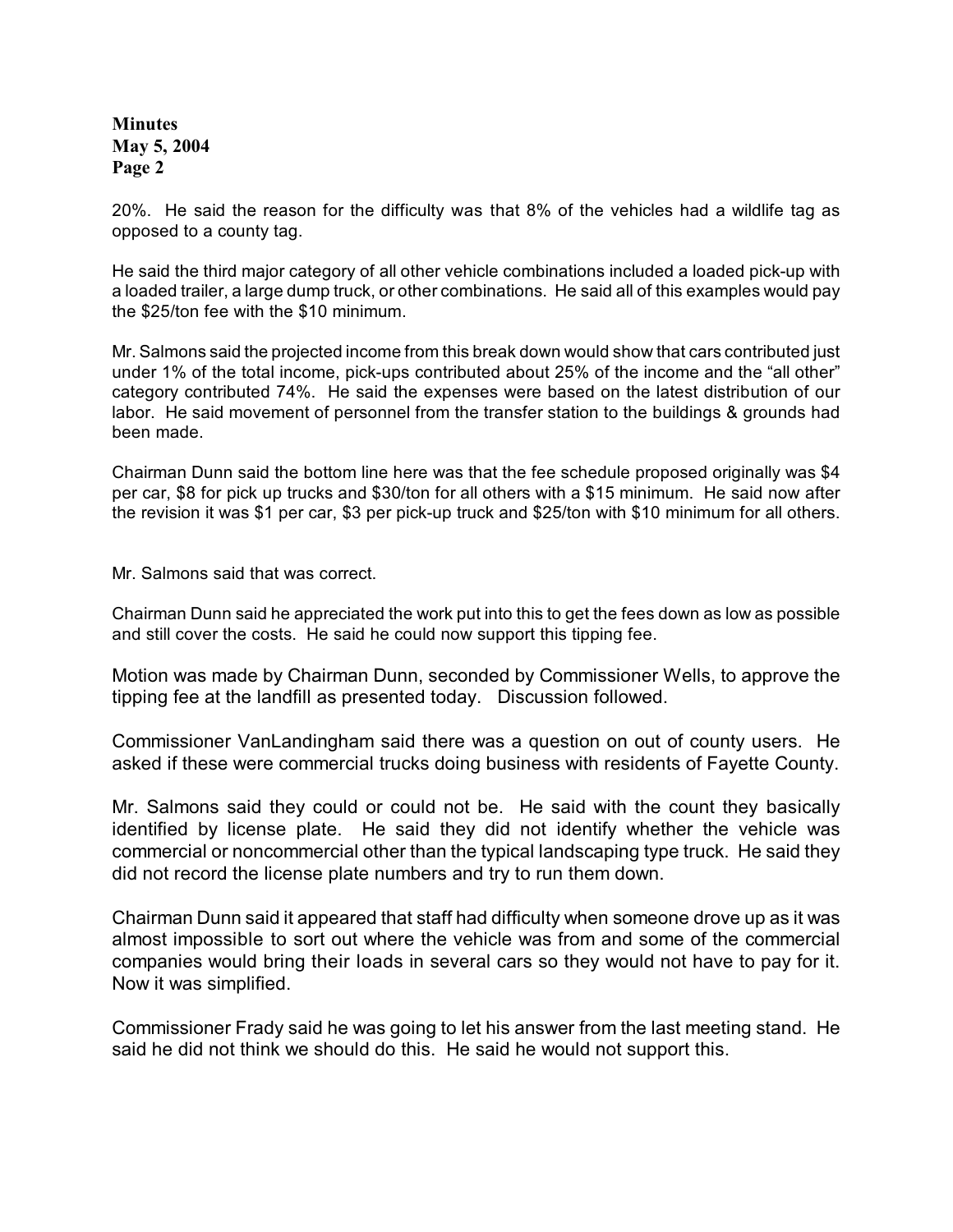20%. He said the reason for the difficulty was that 8% of the vehicles had a wildlife tag as opposed to a county tag.

He said the third major category of all other vehicle combinations included a loaded pick-up with a loaded trailer, a large dump truck, or other combinations. He said all of this examples would pay the $25/ton fee with the $10 minimum.

Mr. Salmons said the projected income from this break down would show that cars contributed just under 1% of the total income, pick-ups contributed about 25% of the income and the "all other" category contributed 74%. He said the expenses were based on the latest distribution of our labor. He said movement of personnel from the transfer station to the buildings & grounds had been made.

Chairman Dunn said the bottom line here was that the fee schedule proposed originally was $4 per car, $8 for pick up trucks and $30/ton for all others with a $15 minimum. He said now after the revision it was $1 per car, $3 per pick-up truck and $25/ton with $10 minimum for all others.

Mr. Salmons said that was correct.

Chairman Dunn said he appreciated the work put into this to get the fees down as low as possible and still cover the costs. He said he could now support this tipping fee.

Motion was made by Chairman Dunn, seconded by Commissioner Wells, to approve the tipping fee at the landfill as presented today. Discussion followed.

Commissioner VanLandingham said there was a question on out of county users. He asked if these were commercial trucks doing business with residents of Fayette County.

Mr. Salmons said they could or could not be. He said with the count they basically identified by license plate. He said they did not identify whether the vehicle was commercial or noncommercial other than the typical landscaping type truck. He said they did not record the license plate numbers and try to run them down.

Chairman Dunn said it appeared that staff had difficulty when someone drove up as it was almost impossible to sort out where the vehicle was from and some of the commercial companies would bring their loads in several cars so they would not have to pay for it. Now it was simplified.

Commissioner Frady said he was going to let his answer from the last meeting stand. He said he did not think we should do this. He said he would not support this.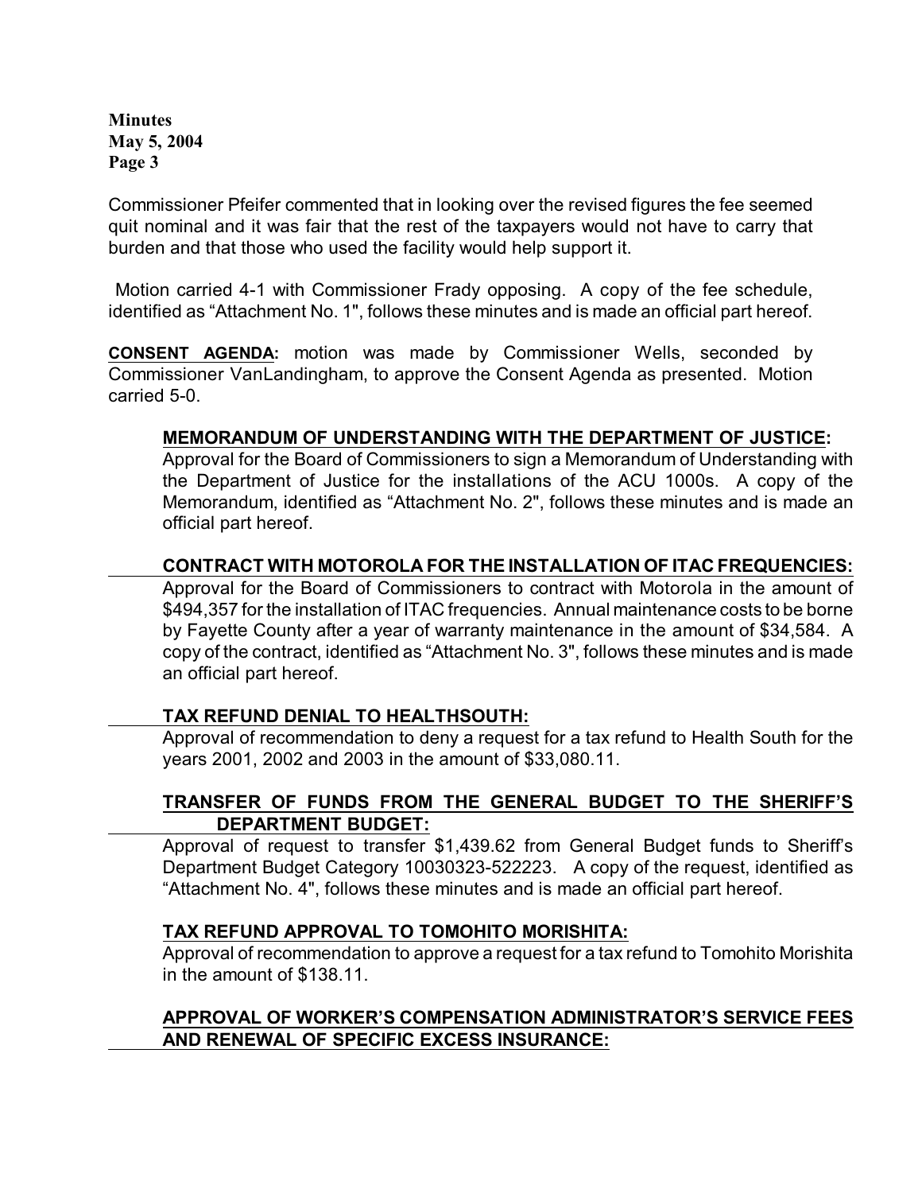Commissioner Pfeifer commented that in looking over the revised figures the fee seemed quit nominal and it was fair that the rest of the taxpayers would not have to carry that burden and that those who used the facility would help support it.

Motion carried 4-1 with Commissioner Frady opposing. A copy of the fee schedule, identified as "Attachment No. 1", follows these minutes and is made an official part hereof.

**CONSENT AGENDA:** motion was made by Commissioner Wells, seconded by Commissioner VanLandingham, to approve the Consent Agenda as presented. Motion carried 5-0.

**MEMORANDUM OF UNDERSTANDING WITH THE DEPARTMENT OF JUSTICE:**
Approval for the Board of Commissioners to sign a Memorandum of Understanding with the Department of Justice for the installations of the ACU 1000s. A copy of the Memorandum, identified as "Attachment No. 2", follows these minutes and is made an official part hereof.

**CONTRACT WITH MOTOROLA FOR THE INSTALLATION OF ITAC FREQUENCIES:**
Approval for the Board of Commissioners to contract with Motorola in the amount of $494,357 for the installation of ITAC frequencies. Annual maintenance costs to be borne by Fayette County after a year of warranty maintenance in the amount of $34,584. A copy of the contract, identified as "Attachment No. 3", follows these minutes and is made an official part hereof.

**TAX REFUND DENIAL TO HEALTHSOUTH:**
Approval of recommendation to deny a request for a tax refund to Health South for the years 2001, 2002 and 2003 in the amount of $33,080.11.

**TRANSFER OF FUNDS FROM THE GENERAL BUDGET TO THE SHERIFF'S DEPARTMENT BUDGET:**
Approval of request to transfer $1,439.62 from General Budget funds to Sheriff's Department Budget Category 10030323-522223. A copy of the request, identified as "Attachment No. 4", follows these minutes and is made an official part hereof.

**TAX REFUND APPROVAL TO TOMOHITO MORISHITA:**
Approval of recommendation to approve a request for a tax refund to Tomohito Morishita in the amount of $138.11.

**APPROVAL OF WORKER'S COMPENSATION ADMINISTRATOR'S SERVICE FEES AND RENEWAL OF SPECIFIC EXCESS INSURANCE:**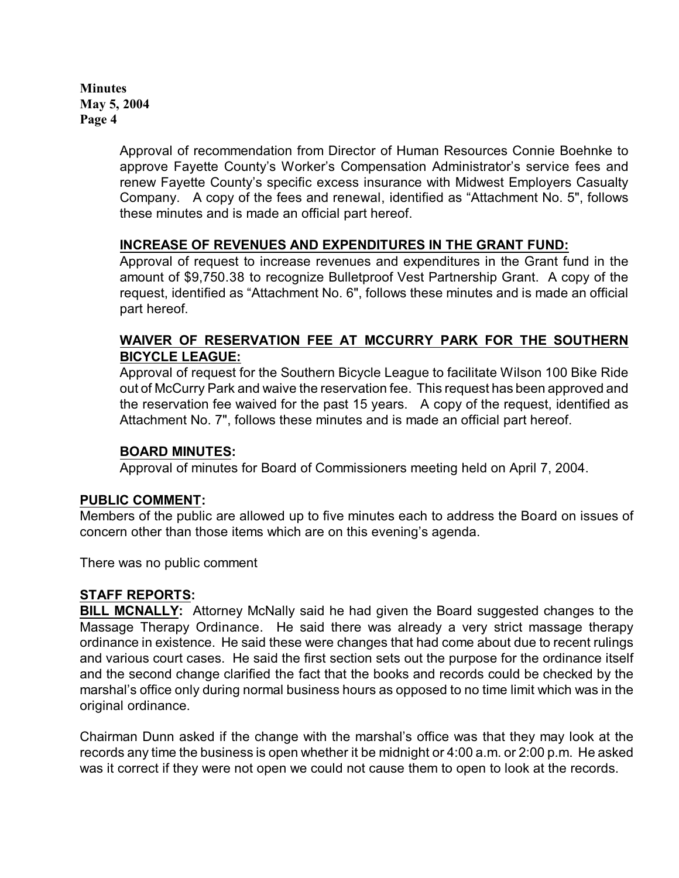Approval of recommendation from Director of Human Resources Connie Boehnke to approve Fayette County's Worker's Compensation Administrator's service fees and renew Fayette County's specific excess insurance with Midwest Employers Casualty Company. A copy of the fees and renewal, identified as "Attachment No. 5", follows these minutes and is made an official part hereof.

**INCREASE OF REVENUES AND EXPENDITURES IN THE GRANT FUND:**
Approval of request to increase revenues and expenditures in the Grant fund in the amount of $9,750.38 to recognize Bulletproof Vest Partnership Grant. A copy of the request, identified as "Attachment No. 6", follows these minutes and is made an official part hereof.

**WAIVER OF RESERVATION FEE AT MCCURRY PARK FOR THE SOUTHERN BICYCLE LEAGUE:**
Approval of request for the Southern Bicycle League to facilitate Wilson 100 Bike Ride out of McCurry Park and waive the reservation fee. This request has been approved and the reservation fee waived for the past 15 years. A copy of the request, identified as Attachment No. 7", follows these minutes and is made an official part hereof.

**BOARD MINUTES:**
Approval of minutes for Board of Commissioners meeting held on April 7, 2004.

**PUBLIC COMMENT:**
Members of the public are allowed up to five minutes each to address the Board on issues of concern other than those items which are on this evening's agenda.

There was no public comment

**STAFF REPORTS:**
**BILL MCNALLY:** Attorney McNally said he had given the Board suggested changes to the Massage Therapy Ordinance. He said there was already a very strict massage therapy ordinance in existence. He said these were changes that had come about due to recent rulings and various court cases. He said the first section sets out the purpose for the ordinance itself and the second change clarified the fact that the books and records could be checked by the marshal's office only during normal business hours as opposed to no time limit which was in the original ordinance.

Chairman Dunn asked if the change with the marshal's office was that they may look at the records any time the business is open whether it be midnight or 4:00 a.m. or 2:00 p.m. He asked was it correct if they were not open we could not cause them to open to look at the records.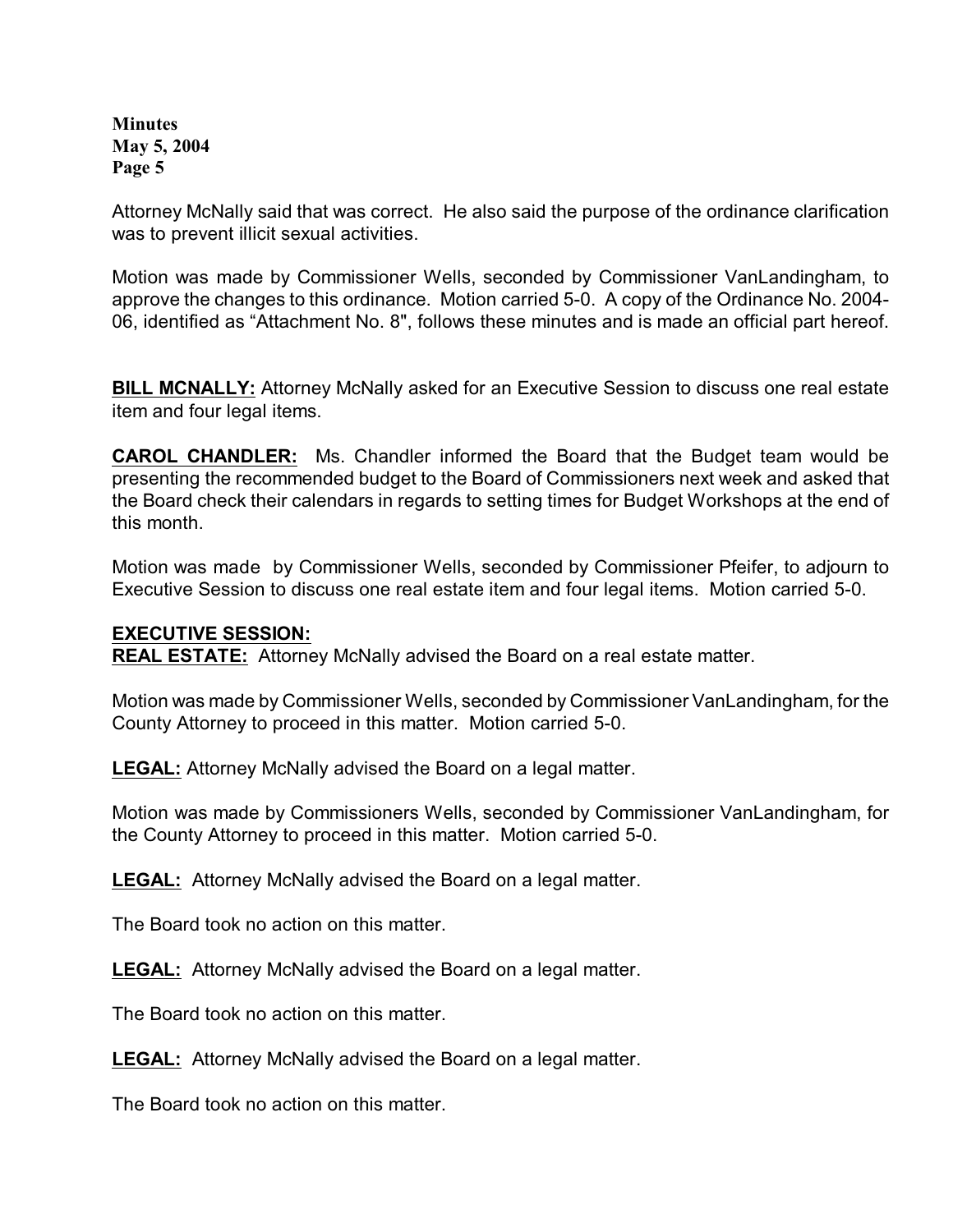Attorney McNally said that was correct. He also said the purpose of the ordinance clarification was to prevent illicit sexual activities.

Motion was made by Commissioner Wells, seconded by Commissioner VanLandingham, to approve the changes to this ordinance. Motion carried 5-0. A copy of the Ordinance No. 2004-06, identified as "Attachment No. 8", follows these minutes and is made an official part hereof.

**BILL MCNALLY:** Attorney McNally asked for an Executive Session to discuss one real estate item and four legal items.

**CAROL CHANDLER:** Ms. Chandler informed the Board that the Budget team would be presenting the recommended budget to the Board of Commissioners next week and asked that the Board check their calendars in regards to setting times for Budget Workshops at the end of this month.

Motion was made by Commissioner Wells, seconded by Commissioner Pfeifer, to adjourn to Executive Session to discuss one real estate item and four legal items. Motion carried 5-0.

**EXECUTIVE SESSION:**

**REAL ESTATE:** Attorney McNally advised the Board on a real estate matter.

Motion was made by Commissioner Wells, seconded by Commissioner VanLandingham, for the County Attorney to proceed in this matter. Motion carried 5-0.

**LEGAL:** Attorney McNally advised the Board on a legal matter.

Motion was made by Commissioners Wells, seconded by Commissioner VanLandingham, for the County Attorney to proceed in this matter. Motion carried 5-0.

**LEGAL:** Attorney McNally advised the Board on a legal matter.

The Board took no action on this matter.

**LEGAL:** Attorney McNally advised the Board on a legal matter.

The Board took no action on this matter.

**LEGAL:** Attorney McNally advised the Board on a legal matter.

The Board took no action on this matter.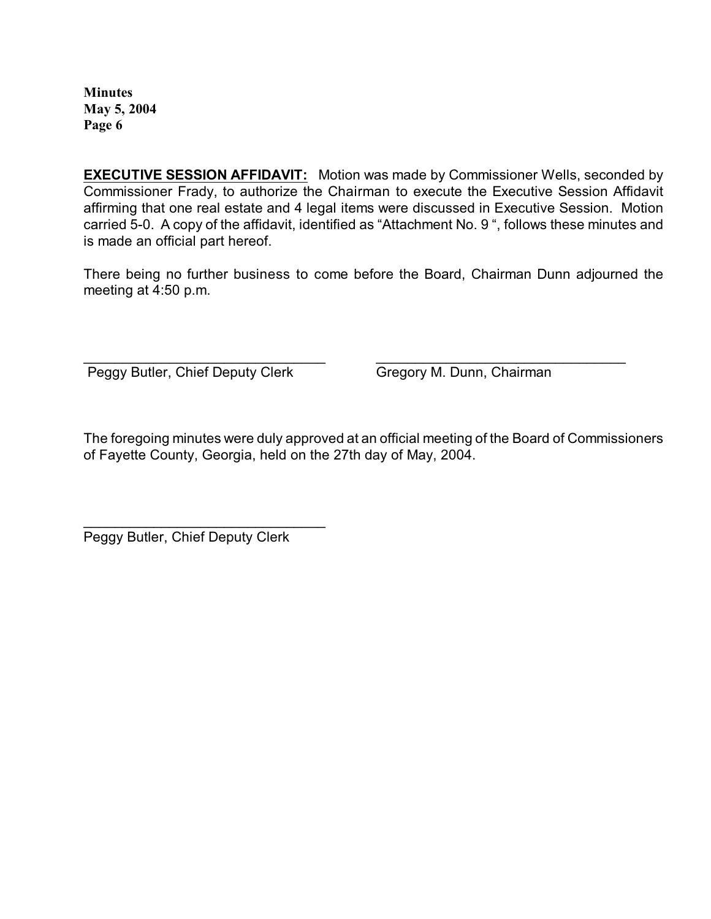**EXECUTIVE SESSION AFFIDAVIT:** Motion was made by Commissioner Wells, seconded by Commissioner Frady, to authorize the Chairman to execute the Executive Session Affidavit affirming that one real estate and 4 legal items were discussed in Executive Session. Motion carried 5-0. A copy of the affidavit, identified as "Attachment No. 9 ", follows these minutes and is made an official part hereof.

There being no further business to come before the Board, Chairman Dunn adjourned the meeting at 4:50 p.m.

\_\_\_\_\_\_\_\_\_\_\_\_\_\_\_\_\_\_\_\_\_\_\_\_\_\_\_\_\_\_\_\_
Peggy Butler, Chief Deputy Clerk

\_\_\_\_\_\_\_\_\_\_\_\_\_\_\_\_\_\_\_\_\_\_\_\_\_\_\_\_\_\_\_\_
Gregory M. Dunn, Chairman

The foregoing minutes were duly approved at an official meeting of the Board of Commissioners of Fayette County, Georgia, held on the 27th day of May, 2004.

\_\_\_\_\_\_\_\_\_\_\_\_\_\_\_\_\_\_\_\_\_\_\_\_\_\_\_\_\_\_\_\_
Peggy Butler, Chief Deputy Clerk